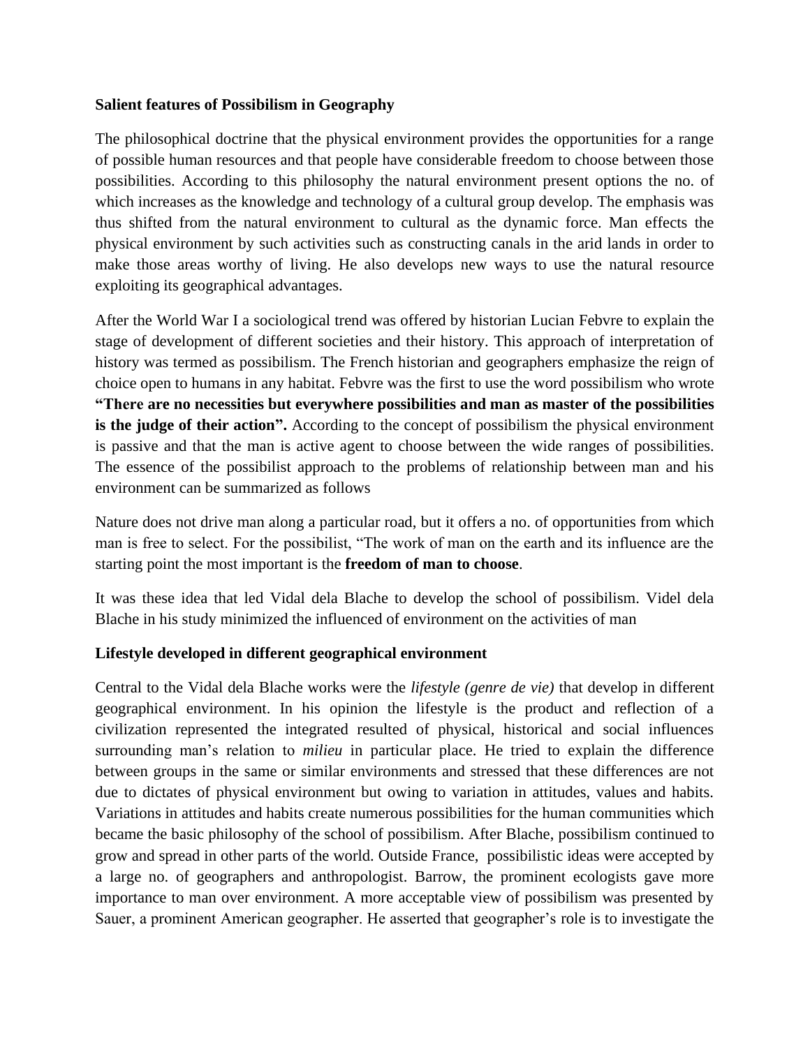**Salient features of Possibilism in Geography**

The philosophical doctrine that the physical environment provides the opportunities for a range of possible human resources and that people have considerable freedom to choose between those possibilities. According to this philosophy the natural environment present options the no. of which increases as the knowledge and technology of a cultural group develop. The emphasis was thus shifted from the natural environment to cultural as the dynamic force. Man effects the physical environment by such activities such as constructing canals in the arid lands in order to make those areas worthy of living. He also develops new ways to use the natural resource exploiting its geographical advantages.

After the World War I a sociological trend was offered by historian Lucian Febvre to explain the stage of development of different societies and their history. This approach of interpretation of history was termed as possibilism. The French historian and geographers emphasize the reign of choice open to humans in any habitat. Febvre was the first to use the word possibilism who wrote **"There are no necessities but everywhere possibilities and man as master of the possibilities is the judge of their action".** According to the concept of possibilism the physical environment is passive and that the man is active agent to choose between the wide ranges of possibilities. The essence of the possibilist approach to the problems of relationship between man and his environment can be summarized as follows

Nature does not drive man along a particular road, but it offers a no. of opportunities from which man is free to select. For the possibilist, "The work of man on the earth and its influence are the starting point the most important is the **freedom of man to choose**.

It was these idea that led Vidal dela Blache to develop the school of possibilism. Videl dela Blache in his study minimized the influenced of environment on the activities of man

**Lifestyle developed in different geographical environment**

Central to the Vidal dela Blache works were the *lifestyle (genre de vie)* that develop in different geographical environment. In his opinion the lifestyle is the product and reflection of a civilization represented the integrated resulted of physical, historical and social influences surrounding man's relation to *milieu* in particular place. He tried to explain the difference between groups in the same or similar environments and stressed that these differences are not due to dictates of physical environment but owing to variation in attitudes, values and habits. Variations in attitudes and habits create numerous possibilities for the human communities which became the basic philosophy of the school of possibilism. After Blache, possibilism continued to grow and spread in other parts of the world. Outside France, possibilistic ideas were accepted by a large no. of geographers and anthropologist. Barrow, the prominent ecologists gave more importance to man over environment. A more acceptable view of possibilism was presented by Sauer, a prominent American geographer. He asserted that geographer's role is to investigate the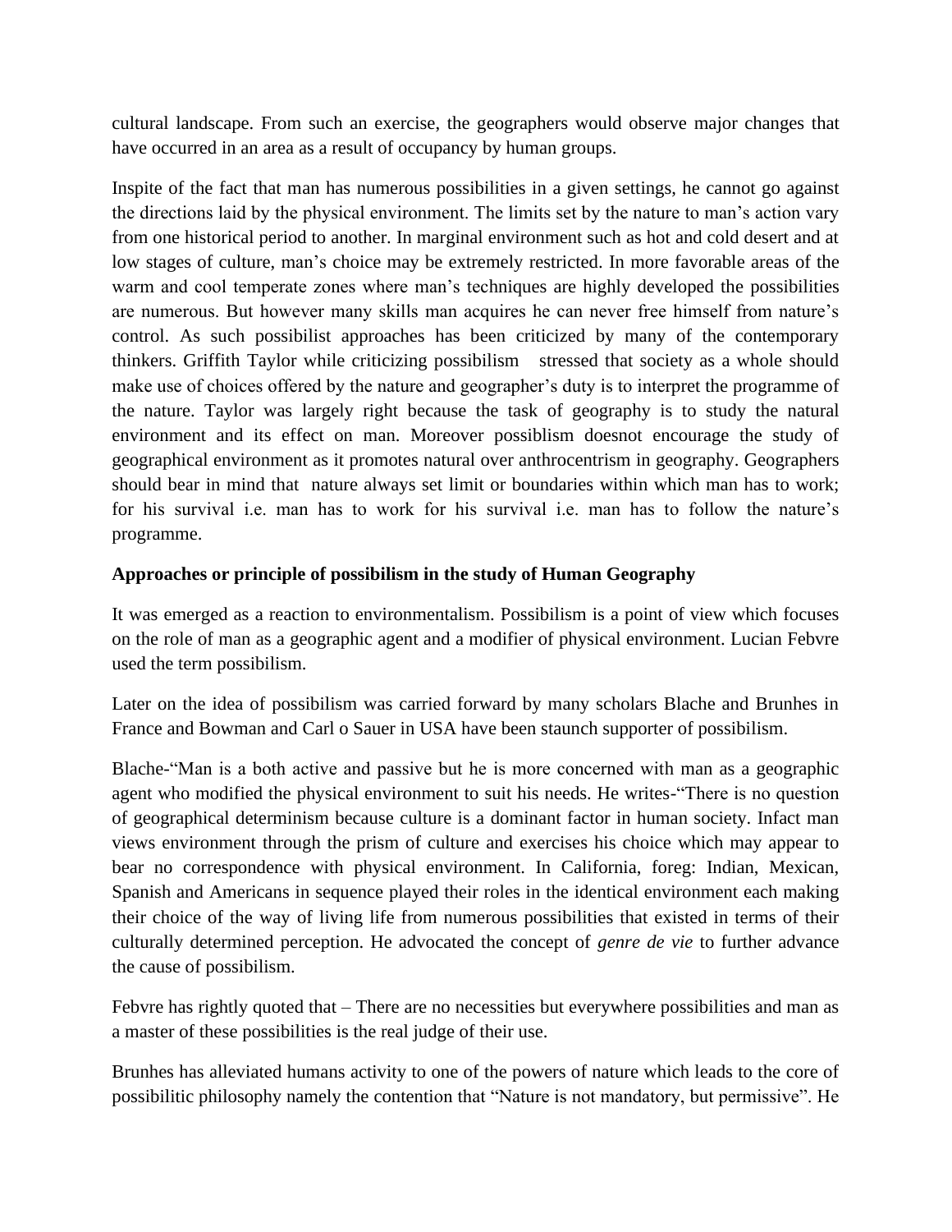cultural landscape. From such an exercise, the geographers would observe major changes that have occurred in an area as a result of occupancy by human groups.

Inspite of the fact that man has numerous possibilities in a given settings, he cannot go against the directions laid by the physical environment. The limits set by the nature to man's action vary from one historical period to another. In marginal environment such as hot and cold desert and at low stages of culture, man's choice may be extremely restricted. In more favorable areas of the warm and cool temperate zones where man's techniques are highly developed the possibilities are numerous. But however many skills man acquires he can never free himself from nature's control. As such possibilist approaches has been criticized by many of the contemporary thinkers. Griffith Taylor while criticizing possibilism stressed that society as a whole should make use of choices offered by the nature and geographer's duty is to interpret the programme of the nature. Taylor was largely right because the task of geography is to study the natural environment and its effect on man. Moreover possiblism doesnot encourage the study of geographical environment as it promotes natural over anthrocentrism in geography. Geographers should bear in mind that nature always set limit or boundaries within which man has to work; for his survival i.e. man has to work for his survival i.e. man has to follow the nature's programme.

**Approaches or principle of possibilism in the study of Human Geography**

It was emerged as a reaction to environmentalism. Possibilism is a point of view which focuses on the role of man as a geographic agent and a modifier of physical environment. Lucian Febvre used the term possibilism.

Later on the idea of possibilism was carried forward by many scholars Blache and Brunhes in France and Bowman and Carl o Sauer in USA have been staunch supporter of possibilism.

Blache-"Man is a both active and passive but he is more concerned with man as a geographic agent who modified the physical environment to suit his needs. He writes-"There is no question of geographical determinism because culture is a dominant factor in human society. Infact man views environment through the prism of culture and exercises his choice which may appear to bear no correspondence with physical environment. In California, foreg: Indian, Mexican, Spanish and Americans in sequence played their roles in the identical environment each making their choice of the way of living life from numerous possibilities that existed in terms of their culturally determined perception. He advocated the concept of *genre de vie* to further advance the cause of possibilism.

Febvre has rightly quoted that – There are no necessities but everywhere possibilities and man as a master of these possibilities is the real judge of their use.

Brunhes has alleviated humans activity to one of the powers of nature which leads to the core of possibilitic philosophy namely the contention that "Nature is not mandatory, but permissive". He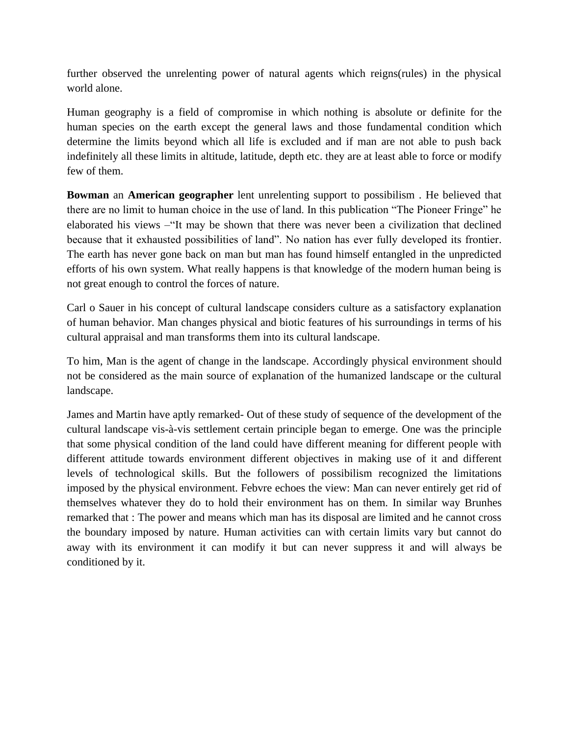further observed the unrelenting power of natural agents which reigns(rules) in the physical world alone.

Human geography is a field of compromise in which nothing is absolute or definite for the human species on the earth except the general laws and those fundamental condition which determine the limits beyond which all life is excluded and if man are not able to push back indefinitely all these limits in altitude, latitude, depth etc. they are at least able to force or modify few of them.

**Bowman** an **American geographer** lent unrelenting support to possibilism . He believed that there are no limit to human choice in the use of land. In this publication "The Pioneer Fringe" he elaborated his views –"It may be shown that there was never been a civilization that declined because that it exhausted possibilities of land". No nation has ever fully developed its frontier. The earth has never gone back on man but man has found himself entangled in the unpredicted efforts of his own system. What really happens is that knowledge of the modern human being is not great enough to control the forces of nature.

Carl o Sauer in his concept of cultural landscape considers culture as a satisfactory explanation of human behavior. Man changes physical and biotic features of his surroundings in terms of his cultural appraisal and man transforms them into its cultural landscape.

To him, Man is the agent of change in the landscape. Accordingly physical environment should not be considered as the main source of explanation of the humanized landscape or the cultural landscape.

James and Martin have aptly remarked- Out of these study of sequence of the development of the cultural landscape vis-à-vis settlement certain principle began to emerge. One was the principle that some physical condition of the land could have different meaning for different people with different attitude towards environment different objectives in making use of it and different levels of technological skills. But the followers of possibilism recognized the limitations imposed by the physical environment. Febvre echoes the view: Man can never entirely get rid of themselves whatever they do to hold their environment has on them. In similar way Brunhes remarked that : The power and means which man has its disposal are limited and he cannot cross the boundary imposed by nature. Human activities can with certain limits vary but cannot do away with its environment it can modify it but can never suppress it and will always be conditioned by it.